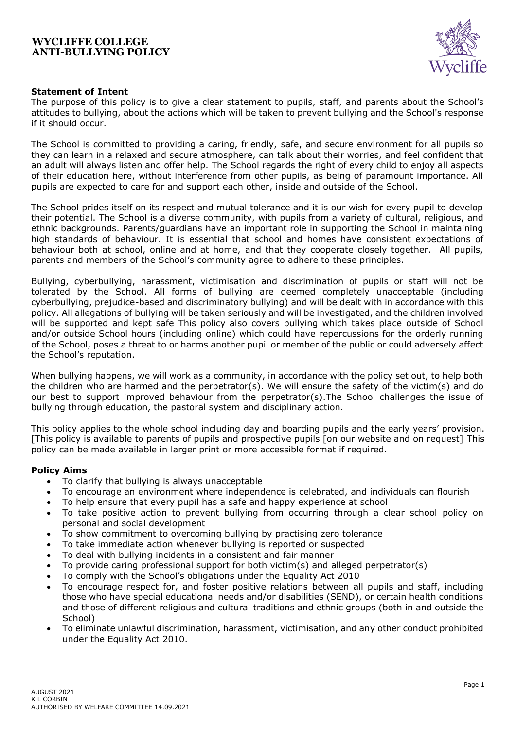# WYCLIFFE COLLEGE
# ANTI-BULLYING POLICY

**Statement of Intent**

The purpose of this policy is to give a clear statement to pupils, staff, and parents about the School's attitudes to bullying, about the actions which will be taken to prevent bullying and the School's response if it should occur.

The School is committed to providing a caring, friendly, safe, and secure environment for all pupils so they can learn in a relaxed and secure atmosphere, can talk about their worries, and feel confident that an adult will always listen and offer help. The School regards the right of every child to enjoy all aspects of their education here, without interference from other pupils, as being of paramount importance. All pupils are expected to care for and support each other, inside and outside of the School.

The School prides itself on its respect and mutual tolerance and it is our wish for every pupil to develop their potential. The School is a diverse community, with pupils from a variety of cultural, religious, and ethnic backgrounds. Parents/guardians have an important role in supporting the School in maintaining high standards of behaviour. It is essential that school and homes have consistent expectations of behaviour both at school, online and at home, and that they cooperate closely together. All pupils, parents and members of the School's community agree to adhere to these principles.

Bullying, cyberbullying, harassment, victimisation and discrimination of pupils or staff will not be tolerated by the School. All forms of bullying are deemed completely unacceptable (including cyberbullying, prejudice-based and discriminatory bullying) and will be dealt with in accordance with this policy. All allegations of bullying will be taken seriously and will be investigated, and the children involved will be supported and kept safe This policy also covers bullying which takes place outside of School and/or outside School hours (including online) which could have repercussions for the orderly running of the School, poses a threat to or harms another pupil or member of the public or could adversely affect the School's reputation.

When bullying happens, we will work as a community, in accordance with the policy set out, to help both the children who are harmed and the perpetrator(s). We will ensure the safety of the victim(s) and do our best to support improved behaviour from the perpetrator(s).The School challenges the issue of bullying through education, the pastoral system and disciplinary action.

This policy applies to the whole school including day and boarding pupils and the early years' provision. [This policy is available to parents of pupils and prospective pupils [on our website and on request] This policy can be made available in larger print or more accessible format if required.

**Policy Aims**

- To clarify that bullying is always unacceptable
- To encourage an environment where independence is celebrated, and individuals can flourish
- To help ensure that every pupil has a safe and happy experience at school
- To take positive action to prevent bullying from occurring through a clear school policy on personal and social development
- To show commitment to overcoming bullying by practising zero tolerance
- To take immediate action whenever bullying is reported or suspected
- To deal with bullying incidents in a consistent and fair manner
- To provide caring professional support for both victim(s) and alleged perpetrator(s)
- To comply with the School's obligations under the Equality Act 2010
- To encourage respect for, and foster positive relations between all pupils and staff, including those who have special educational needs and/or disabilities (SEND), or certain health conditions and those of different religious and cultural traditions and ethnic groups (both in and outside the School)
- To eliminate unlawful discrimination, harassment, victimisation, and any other conduct prohibited under the Equality Act 2010.

AUGUST 2021
K L CORBIN
AUTHORISED BY WELFARE COMMITTEE 14.09.2021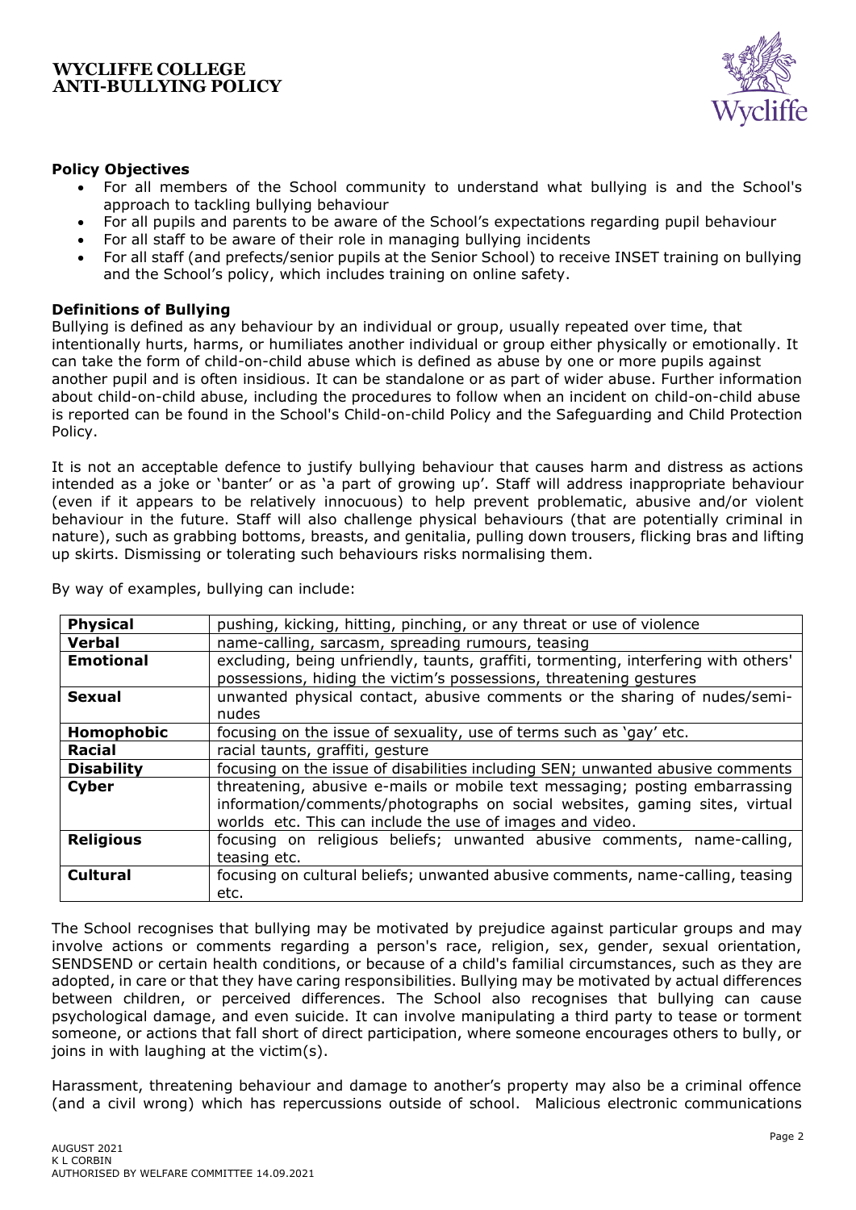### Policy Objectives

- For all members of the School community to understand what bullying is and the School's approach to tackling bullying behaviour
- For all pupils and parents to be aware of the School's expectations regarding pupil behaviour
- For all staff to be aware of their role in managing bullying incidents
- For all staff (and prefects/senior pupils at the Senior School) to receive INSET training on bullying and the School's policy, which includes training on online safety.

### Definitions of Bullying

Bullying is defined as any behaviour by an individual or group, usually repeated over time, that intentionally hurts, harms, or humiliates another individual or group either physically or emotionally. It can take the form of child-on-child abuse which is defined as abuse by one or more pupils against another pupil and is often insidious. It can be standalone or as part of wider abuse. Further information about child-on-child abuse, including the procedures to follow when an incident on child-on-child abuse is reported can be found in the School's Child-on-child Policy and the Safeguarding and Child Protection Policy.

It is not an acceptable defence to justify bullying behaviour that causes harm and distress as actions intended as a joke or 'banter' or as 'a part of growing up'. Staff will address inappropriate behaviour (even if it appears to be relatively innocuous) to help prevent problematic, abusive and/or violent behaviour in the future. Staff will also challenge physical behaviours (that are potentially criminal in nature), such as grabbing bottoms, breasts, and genitalia, pulling down trousers, flicking bras and lifting up skirts. Dismissing or tolerating such behaviours risks normalising them.

By way of examples, bullying can include:

| | |
|---|---|
| **Physical** | pushing, kicking, hitting, pinching, or any threat or use of violence |
| **Verbal** | name-calling, sarcasm, spreading rumours, teasing |
| **Emotional** | excluding, being unfriendly, taunts, graffiti, tormenting, interfering with others' possessions, hiding the victim's possessions, threatening gestures |
| **Sexual** | unwanted physical contact, abusive comments or the sharing of nudes/semi-nudes |
| **Homophobic** | focusing on the issue of sexuality, use of terms such as 'gay' etc. |
| **Racial** | racial taunts, graffiti, gesture |
| **Disability** | focusing on the issue of disabilities including SEN; unwanted abusive comments |
| **Cyber** | threatening, abusive e-mails or mobile text messaging; posting embarrassing information/comments/photographs on social websites, gaming sites, virtual worlds etc. This can include the use of images and video. |
| **Religious** | focusing on religious beliefs; unwanted abusive comments, name-calling, teasing etc. |
| **Cultural** | focusing on cultural beliefs; unwanted abusive comments, name-calling, teasing etc. |

The School recognises that bullying may be motivated by prejudice against particular groups and may involve actions or comments regarding a person's race, religion, sex, gender, sexual orientation, SENDSEND or certain health conditions, or because of a child's familial circumstances, such as they are adopted, in care or that they have caring responsibilities. Bullying may be motivated by actual differences between children, or perceived differences. The School also recognises that bullying can cause psychological damage, and even suicide. It can involve manipulating a third party to tease or torment someone, or actions that fall short of direct participation, where someone encourages others to bully, or joins in with laughing at the victim(s).

Harassment, threatening behaviour and damage to another's property may also be a criminal offence (and a civil wrong) which has repercussions outside of school. Malicious electronic communications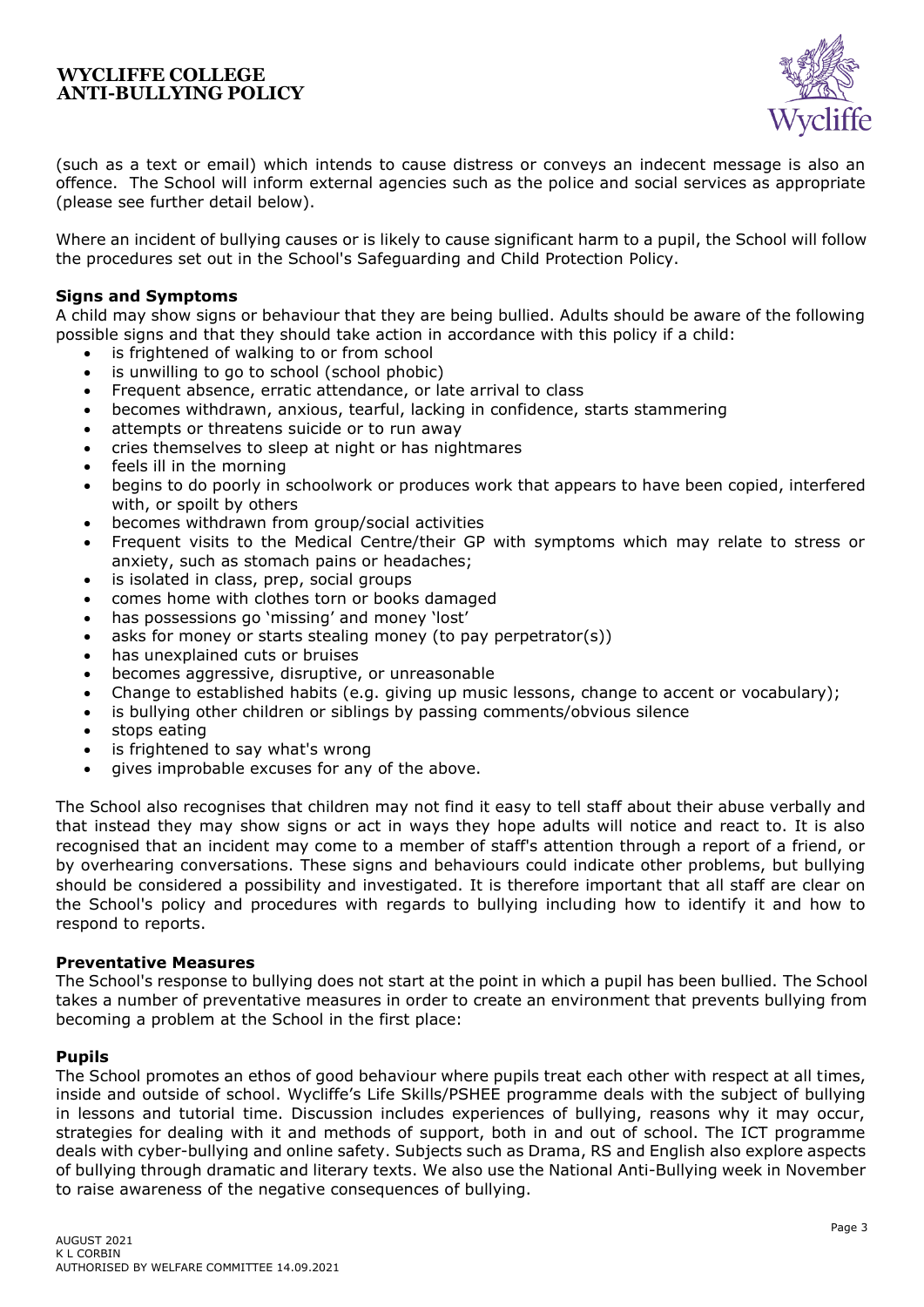(such as a text or email) which intends to cause distress or conveys an indecent message is also an offence. The School will inform external agencies such as the police and social services as appropriate (please see further detail below).

Where an incident of bullying causes or is likely to cause significant harm to a pupil, the School will follow the procedures set out in the School's Safeguarding and Child Protection Policy.

**Signs and Symptoms**

A child may show signs or behaviour that they are being bullied. Adults should be aware of the following possible signs and that they should take action in accordance with this policy if a child:

- is frightened of walking to or from school
- is unwilling to go to school (school phobic)
- Frequent absence, erratic attendance, or late arrival to class
- becomes withdrawn, anxious, tearful, lacking in confidence, starts stammering
- attempts or threatens suicide or to run away
- cries themselves to sleep at night or has nightmares
- feels ill in the morning
- begins to do poorly in schoolwork or produces work that appears to have been copied, interfered with, or spoilt by others
- becomes withdrawn from group/social activities
- Frequent visits to the Medical Centre/their GP with symptoms which may relate to stress or anxiety, such as stomach pains or headaches;
- is isolated in class, prep, social groups
- comes home with clothes torn or books damaged
- has possessions go 'missing' and money 'lost'
- asks for money or starts stealing money (to pay perpetrator(s))
- has unexplained cuts or bruises
- becomes aggressive, disruptive, or unreasonable
- Change to established habits (e.g. giving up music lessons, change to accent or vocabulary);
- is bullying other children or siblings by passing comments/obvious silence
- stops eating
- is frightened to say what's wrong
- gives improbable excuses for any of the above.

The School also recognises that children may not find it easy to tell staff about their abuse verbally and that instead they may show signs or act in ways they hope adults will notice and react to. It is also recognised that an incident may come to a member of staff's attention through a report of a friend, or by overhearing conversations. These signs and behaviours could indicate other problems, but bullying should be considered a possibility and investigated. It is therefore important that all staff are clear on the School's policy and procedures with regards to bullying including how to identify it and how to respond to reports.

**Preventative Measures**

The School's response to bullying does not start at the point in which a pupil has been bullied. The School takes a number of preventative measures in order to create an environment that prevents bullying from becoming a problem at the School in the first place:

**Pupils**

The School promotes an ethos of good behaviour where pupils treat each other with respect at all times, inside and outside of school. Wycliffe's Life Skills/PSHEE programme deals with the subject of bullying in lessons and tutorial time. Discussion includes experiences of bullying, reasons why it may occur, strategies for dealing with it and methods of support, both in and out of school. The ICT programme deals with cyber-bullying and online safety. Subjects such as Drama, RS and English also explore aspects of bullying through dramatic and literary texts. We also use the National Anti-Bullying week in November to raise awareness of the negative consequences of bullying.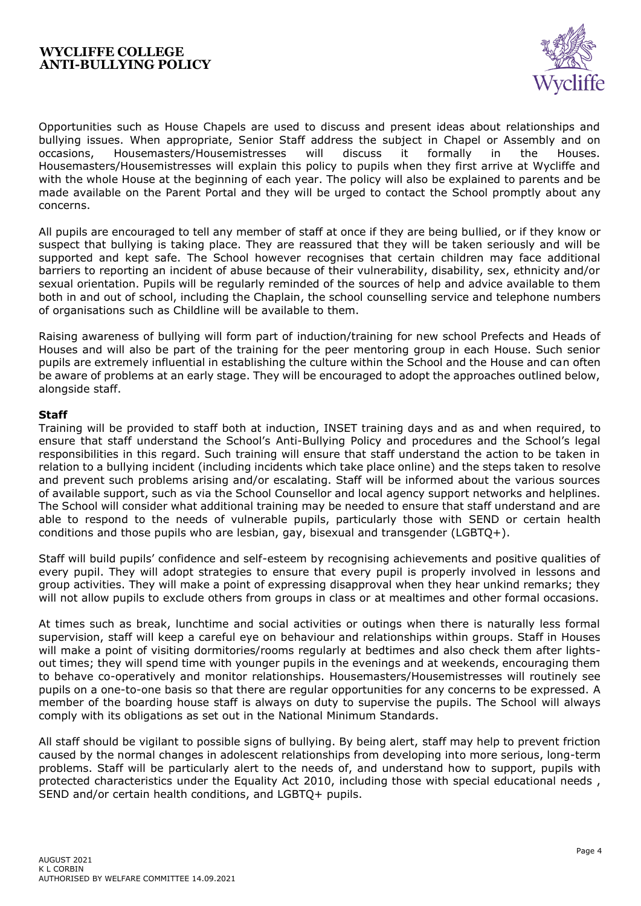Opportunities such as House Chapels are used to discuss and present ideas about relationships and bullying issues. When appropriate, Senior Staff address the subject in Chapel or Assembly and on occasions, Housemasters/Housemistresses will discuss it formally in the Houses. Housemasters/Housemistresses will explain this policy to pupils when they first arrive at Wycliffe and with the whole House at the beginning of each year. The policy will also be explained to parents and be made available on the Parent Portal and they will be urged to contact the School promptly about any concerns.

All pupils are encouraged to tell any member of staff at once if they are being bullied, or if they know or suspect that bullying is taking place. They are reassured that they will be taken seriously and will be supported and kept safe. The School however recognises that certain children may face additional barriers to reporting an incident of abuse because of their vulnerability, disability, sex, ethnicity and/or sexual orientation. Pupils will be regularly reminded of the sources of help and advice available to them both in and out of school, including the Chaplain, the school counselling service and telephone numbers of organisations such as Childline will be available to them.

Raising awareness of bullying will form part of induction/training for new school Prefects and Heads of Houses and will also be part of the training for the peer mentoring group in each House. Such senior pupils are extremely influential in establishing the culture within the School and the House and can often be aware of problems at an early stage. They will be encouraged to adopt the approaches outlined below, alongside staff.

**Staff**

Training will be provided to staff both at induction, INSET training days and as and when required, to ensure that staff understand the School's Anti-Bullying Policy and procedures and the School's legal responsibilities in this regard. Such training will ensure that staff understand the action to be taken in relation to a bullying incident (including incidents which take place online) and the steps taken to resolve and prevent such problems arising and/or escalating. Staff will be informed about the various sources of available support, such as via the School Counsellor and local agency support networks and helplines. The School will consider what additional training may be needed to ensure that staff understand and are able to respond to the needs of vulnerable pupils, particularly those with SEND or certain health conditions and those pupils who are lesbian, gay, bisexual and transgender (LGBTQ+).

Staff will build pupils' confidence and self-esteem by recognising achievements and positive qualities of every pupil. They will adopt strategies to ensure that every pupil is properly involved in lessons and group activities. They will make a point of expressing disapproval when they hear unkind remarks; they will not allow pupils to exclude others from groups in class or at mealtimes and other formal occasions.

At times such as break, lunchtime and social activities or outings when there is naturally less formal supervision, staff will keep a careful eye on behaviour and relationships within groups. Staff in Houses will make a point of visiting dormitories/rooms regularly at bedtimes and also check them after lights-out times; they will spend time with younger pupils in the evenings and at weekends, encouraging them to behave co-operatively and monitor relationships. Housemasters/Housemistresses will routinely see pupils on a one-to-one basis so that there are regular opportunities for any concerns to be expressed. A member of the boarding house staff is always on duty to supervise the pupils. The School will always comply with its obligations as set out in the National Minimum Standards.

All staff should be vigilant to possible signs of bullying. By being alert, staff may help to prevent friction caused by the normal changes in adolescent relationships from developing into more serious, long-term problems. Staff will be particularly alert to the needs of, and understand how to support, pupils with protected characteristics under the Equality Act 2010, including those with special educational needs , SEND and/or certain health conditions, and LGBTQ+ pupils.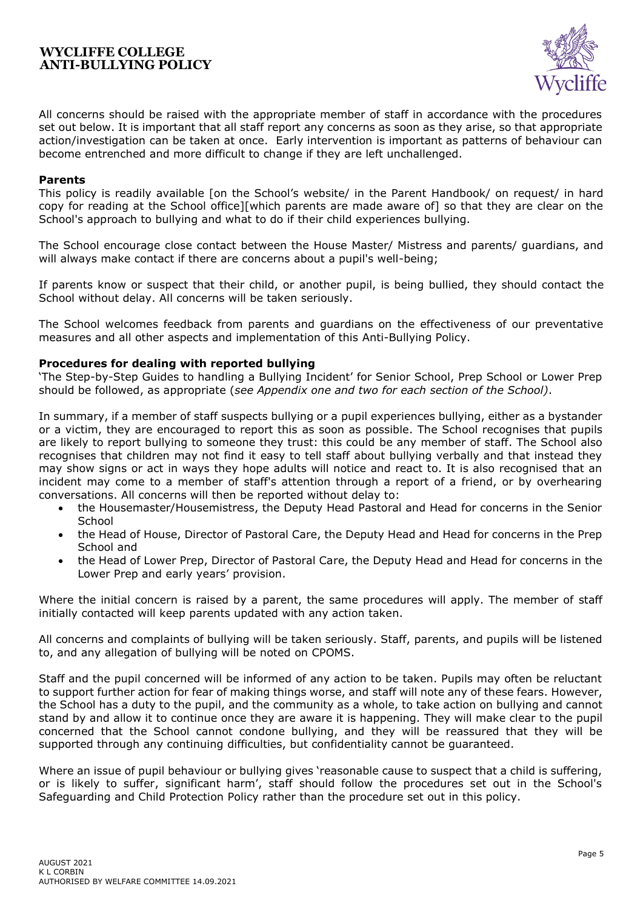All concerns should be raised with the appropriate member of staff in accordance with the procedures set out below. It is important that all staff report any concerns as soon as they arise, so that appropriate action/investigation can be taken at once. Early intervention is important as patterns of behaviour can become entrenched and more difficult to change if they are left unchallenged.

**Parents**

This policy is readily available [on the School's website/ in the Parent Handbook/ on request/ in hard copy for reading at the School office][which parents are made aware of] so that they are clear on the School's approach to bullying and what to do if their child experiences bullying.

The School encourage close contact between the House Master/ Mistress and parents/ guardians, and will always make contact if there are concerns about a pupil's well-being;

If parents know or suspect that their child, or another pupil, is being bullied, they should contact the School without delay. All concerns will be taken seriously.

The School welcomes feedback from parents and guardians on the effectiveness of our preventative measures and all other aspects and implementation of this Anti-Bullying Policy.

**Procedures for dealing with reported bullying**

'The Step-by-Step Guides to handling a Bullying Incident' for Senior School, Prep School or Lower Prep should be followed, as appropriate (*see Appendix one and two for each section of the School)*.

In summary, if a member of staff suspects bullying or a pupil experiences bullying, either as a bystander or a victim, they are encouraged to report this as soon as possible. The School recognises that pupils are likely to report bullying to someone they trust: this could be any member of staff. The School also recognises that children may not find it easy to tell staff about bullying verbally and that instead they may show signs or act in ways they hope adults will notice and react to. It is also recognised that an incident may come to a member of staff's attention through a report of a friend, or by overhearing conversations. All concerns will then be reported without delay to:

- the Housemaster/Housemistress, the Deputy Head Pastoral and Head for concerns in the Senior School
- the Head of House, Director of Pastoral Care, the Deputy Head and Head for concerns in the Prep School and
- the Head of Lower Prep, Director of Pastoral Care, the Deputy Head and Head for concerns in the Lower Prep and early years' provision.

Where the initial concern is raised by a parent, the same procedures will apply. The member of staff initially contacted will keep parents updated with any action taken.

All concerns and complaints of bullying will be taken seriously. Staff, parents, and pupils will be listened to, and any allegation of bullying will be noted on CPOMS.

Staff and the pupil concerned will be informed of any action to be taken. Pupils may often be reluctant to support further action for fear of making things worse, and staff will note any of these fears. However, the School has a duty to the pupil, and the community as a whole, to take action on bullying and cannot stand by and allow it to continue once they are aware it is happening. They will make clear to the pupil concerned that the School cannot condone bullying, and they will be reassured that they will be supported through any continuing difficulties, but confidentiality cannot be guaranteed.

Where an issue of pupil behaviour or bullying gives 'reasonable cause to suspect that a child is suffering, or is likely to suffer, significant harm', staff should follow the procedures set out in the School's Safeguarding and Child Protection Policy rather than the procedure set out in this policy.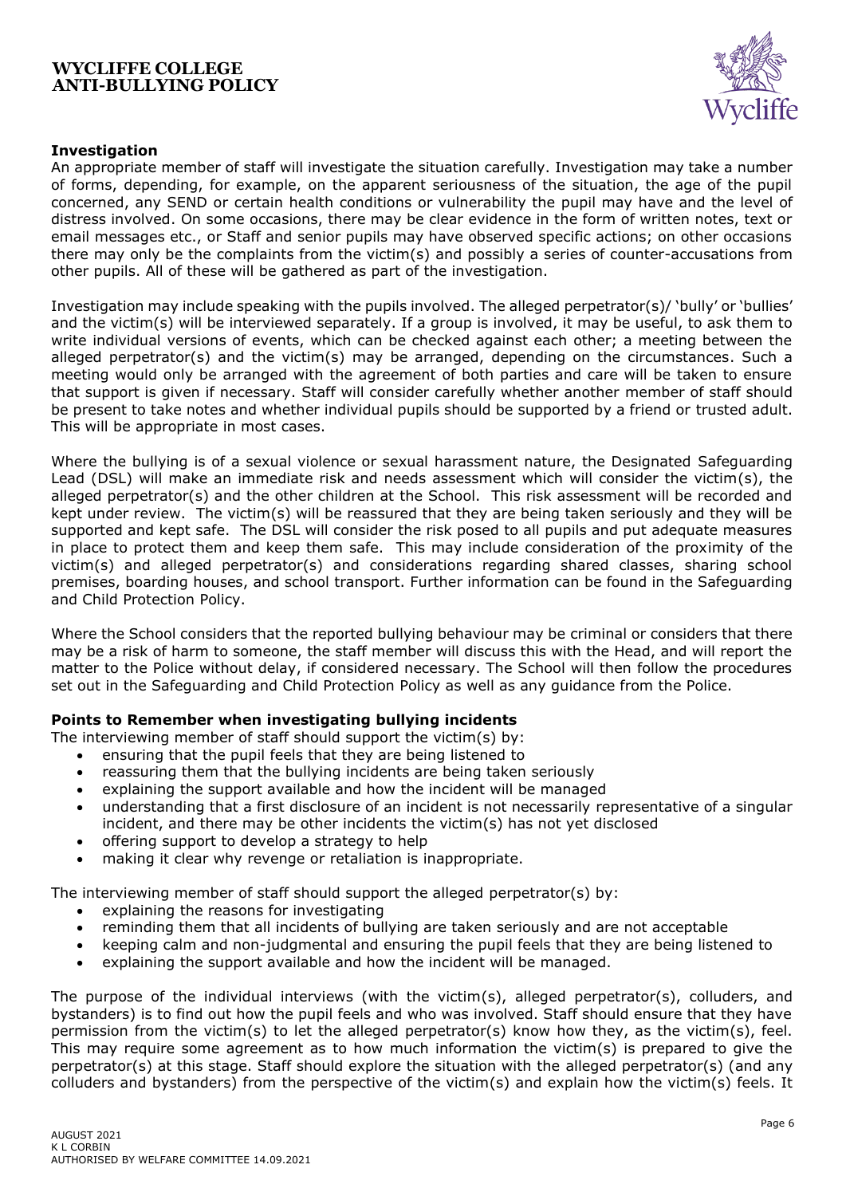### Investigation

An appropriate member of staff will investigate the situation carefully. Investigation may take a number of forms, depending, for example, on the apparent seriousness of the situation, the age of the pupil concerned, any SEND or certain health conditions or vulnerability the pupil may have and the level of distress involved. On some occasions, there may be clear evidence in the form of written notes, text or email messages etc., or Staff and senior pupils may have observed specific actions; on other occasions there may only be the complaints from the victim(s) and possibly a series of counter-accusations from other pupils. All of these will be gathered as part of the investigation.

Investigation may include speaking with the pupils involved. The alleged perpetrator(s)/ 'bully' or 'bullies' and the victim(s) will be interviewed separately. If a group is involved, it may be useful, to ask them to write individual versions of events, which can be checked against each other; a meeting between the alleged perpetrator(s) and the victim(s) may be arranged, depending on the circumstances. Such a meeting would only be arranged with the agreement of both parties and care will be taken to ensure that support is given if necessary. Staff will consider carefully whether another member of staff should be present to take notes and whether individual pupils should be supported by a friend or trusted adult. This will be appropriate in most cases.

Where the bullying is of a sexual violence or sexual harassment nature, the Designated Safeguarding Lead (DSL) will make an immediate risk and needs assessment which will consider the victim(s), the alleged perpetrator(s) and the other children at the School. This risk assessment will be recorded and kept under review. The victim(s) will be reassured that they are being taken seriously and they will be supported and kept safe. The DSL will consider the risk posed to all pupils and put adequate measures in place to protect them and keep them safe. This may include consideration of the proximity of the victim(s) and alleged perpetrator(s) and considerations regarding shared classes, sharing school premises, boarding houses, and school transport. Further information can be found in the Safeguarding and Child Protection Policy.

Where the School considers that the reported bullying behaviour may be criminal or considers that there may be a risk of harm to someone, the staff member will discuss this with the Head, and will report the matter to the Police without delay, if considered necessary. The School will then follow the procedures set out in the Safeguarding and Child Protection Policy as well as any guidance from the Police.

### Points to Remember when investigating bullying incidents

The interviewing member of staff should support the victim(s) by:

- ensuring that the pupil feels that they are being listened to
- reassuring them that the bullying incidents are being taken seriously
- explaining the support available and how the incident will be managed
- understanding that a first disclosure of an incident is not necessarily representative of a singular incident, and there may be other incidents the victim(s) has not yet disclosed
- offering support to develop a strategy to help
- making it clear why revenge or retaliation is inappropriate.

The interviewing member of staff should support the alleged perpetrator(s) by:

- explaining the reasons for investigating
- reminding them that all incidents of bullying are taken seriously and are not acceptable
- keeping calm and non-judgmental and ensuring the pupil feels that they are being listened to
- explaining the support available and how the incident will be managed.

The purpose of the individual interviews (with the victim(s), alleged perpetrator(s), colluders, and bystanders) is to find out how the pupil feels and who was involved. Staff should ensure that they have permission from the victim(s) to let the alleged perpetrator(s) know how they, as the victim(s), feel. This may require some agreement as to how much information the victim(s) is prepared to give the perpetrator(s) at this stage. Staff should explore the situation with the alleged perpetrator(s) (and any colluders and bystanders) from the perspective of the victim(s) and explain how the victim(s) feels. It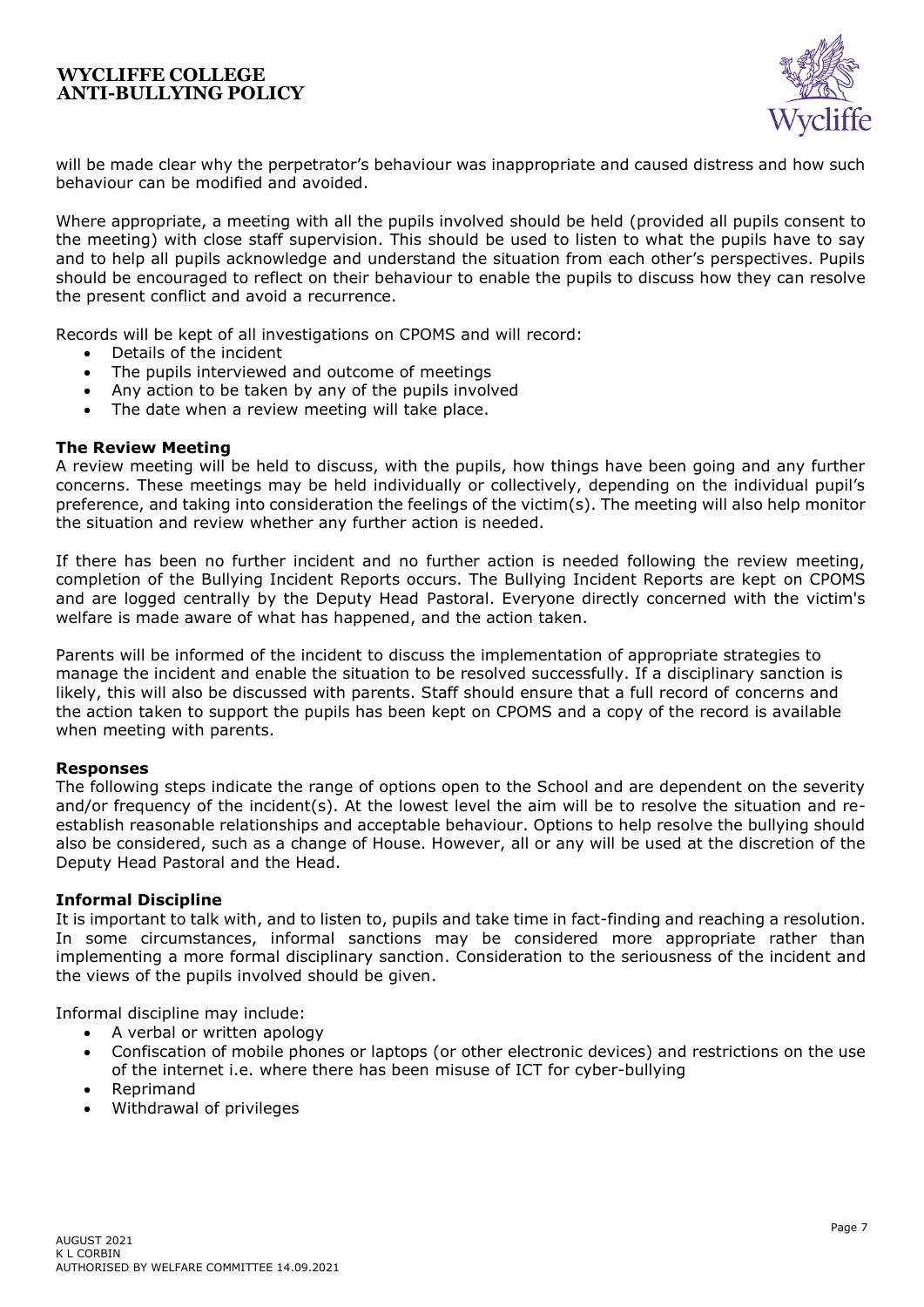will be made clear why the perpetrator's behaviour was inappropriate and caused distress and how such behaviour can be modified and avoided.

Where appropriate, a meeting with all the pupils involved should be held (provided all pupils consent to the meeting) with close staff supervision. This should be used to listen to what the pupils have to say and to help all pupils acknowledge and understand the situation from each other's perspectives. Pupils should be encouraged to reflect on their behaviour to enable the pupils to discuss how they can resolve the present conflict and avoid a recurrence.

Records will be kept of all investigations on CPOMS and will record:

- Details of the incident
- The pupils interviewed and outcome of meetings
- Any action to be taken by any of the pupils involved
- The date when a review meeting will take place.

**The Review Meeting**

A review meeting will be held to discuss, with the pupils, how things have been going and any further concerns. These meetings may be held individually or collectively, depending on the individual pupil's preference, and taking into consideration the feelings of the victim(s). The meeting will also help monitor the situation and review whether any further action is needed.

If there has been no further incident and no further action is needed following the review meeting, completion of the Bullying Incident Reports occurs. The Bullying Incident Reports are kept on CPOMS and are logged centrally by the Deputy Head Pastoral. Everyone directly concerned with the victim's welfare is made aware of what has happened, and the action taken.

Parents will be informed of the incident to discuss the implementation of appropriate strategies to manage the incident and enable the situation to be resolved successfully. If a disciplinary sanction is likely, this will also be discussed with parents. Staff should ensure that a full record of concerns and the action taken to support the pupils has been kept on CPOMS and a copy of the record is available when meeting with parents.

**Responses**

The following steps indicate the range of options open to the School and are dependent on the severity and/or frequency of the incident(s). At the lowest level the aim will be to resolve the situation and re-establish reasonable relationships and acceptable behaviour. Options to help resolve the bullying should also be considered, such as a change of House. However, all or any will be used at the discretion of the Deputy Head Pastoral and the Head.

**Informal Discipline**

It is important to talk with, and to listen to, pupils and take time in fact-finding and reaching a resolution. In some circumstances, informal sanctions may be considered more appropriate rather than implementing a more formal disciplinary sanction. Consideration to the seriousness of the incident and the views of the pupils involved should be given.

Informal discipline may include:

- A verbal or written apology
- Confiscation of mobile phones or laptops (or other electronic devices) and restrictions on the use of the internet i.e. where there has been misuse of ICT for cyber-bullying
- Reprimand
- Withdrawal of privileges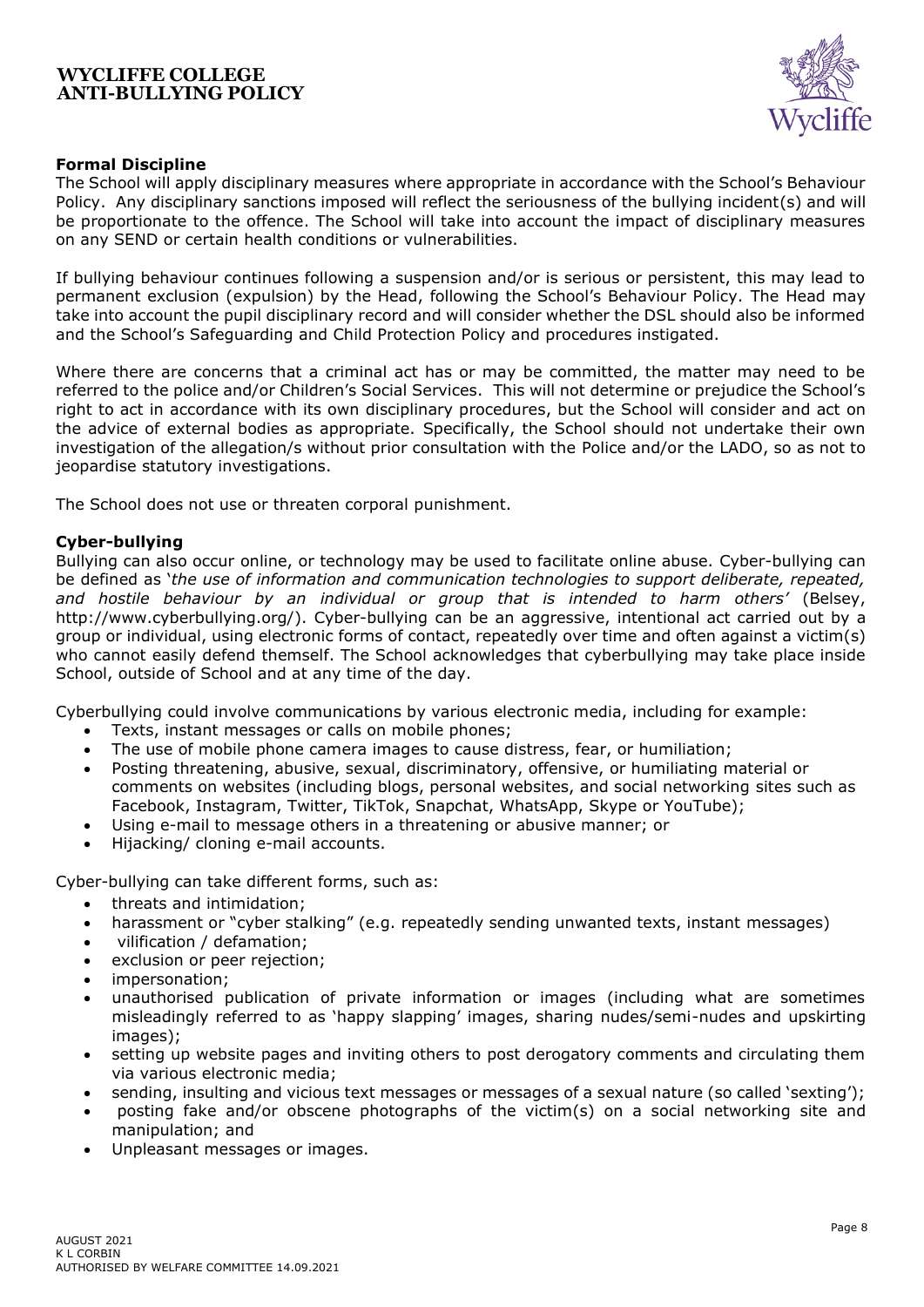## Formal Discipline

The School will apply disciplinary measures where appropriate in accordance with the School's Behaviour Policy. Any disciplinary sanctions imposed will reflect the seriousness of the bullying incident(s) and will be proportionate to the offence. The School will take into account the impact of disciplinary measures on any SEND or certain health conditions or vulnerabilities.

If bullying behaviour continues following a suspension and/or is serious or persistent, this may lead to permanent exclusion (expulsion) by the Head, following the School's Behaviour Policy. The Head may take into account the pupil disciplinary record and will consider whether the DSL should also be informed and the School's Safeguarding and Child Protection Policy and procedures instigated.

Where there are concerns that a criminal act has or may be committed, the matter may need to be referred to the police and/or Children's Social Services. This will not determine or prejudice the School's right to act in accordance with its own disciplinary procedures, but the School will consider and act on the advice of external bodies as appropriate. Specifically, the School should not undertake their own investigation of the allegation/s without prior consultation with the Police and/or the LADO, so as not to jeopardise statutory investigations.

The School does not use or threaten corporal punishment.

## Cyber-bullying

Bullying can also occur online, or technology may be used to facilitate online abuse. Cyber-bullying can be defined as '*the use of information and communication technologies to support deliberate, repeated, and hostile behaviour by an individual or group that is intended to harm others*' (Belsey, http://www.cyberbullying.org/). Cyber-bullying can be an aggressive, intentional act carried out by a group or individual, using electronic forms of contact, repeatedly over time and often against a victim(s) who cannot easily defend themself. The School acknowledges that cyberbullying may take place inside School, outside of School and at any time of the day.

Cyberbullying could involve communications by various electronic media, including for example:

- Texts, instant messages or calls on mobile phones;
- The use of mobile phone camera images to cause distress, fear, or humiliation;
- Posting threatening, abusive, sexual, discriminatory, offensive, or humiliating material or comments on websites (including blogs, personal websites, and social networking sites such as Facebook, Instagram, Twitter, TikTok, Snapchat, WhatsApp, Skype or YouTube);
- Using e-mail to message others in a threatening or abusive manner; or
- Hijacking/ cloning e-mail accounts.

Cyber-bullying can take different forms, such as:

- threats and intimidation;
- harassment or "cyber stalking" (e.g. repeatedly sending unwanted texts, instant messages)
- vilification / defamation;
- exclusion or peer rejection;
- impersonation;
- unauthorised publication of private information or images (including what are sometimes misleadingly referred to as 'happy slapping' images, sharing nudes/semi-nudes and upskirting images);
- setting up website pages and inviting others to post derogatory comments and circulating them via various electronic media;
- sending, insulting and vicious text messages or messages of a sexual nature (so called 'sexting');
- posting fake and/or obscene photographs of the victim(s) on a social networking site and manipulation; and
- Unpleasant messages or images.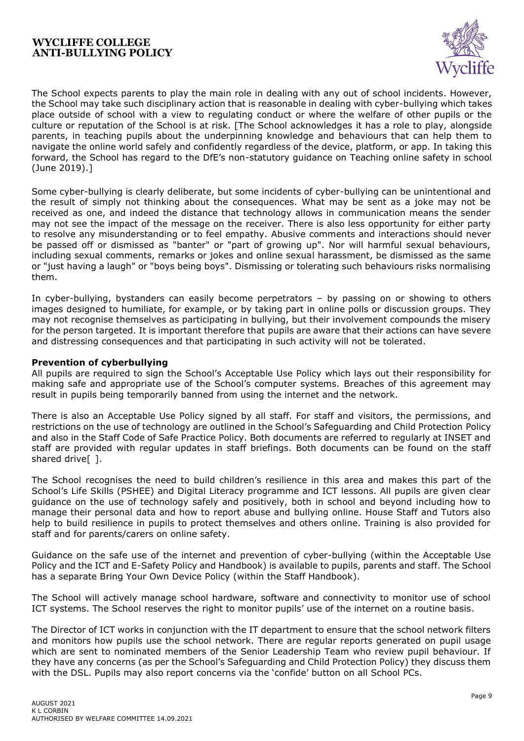The School expects parents to play the main role in dealing with any out of school incidents. However, the School may take such disciplinary action that is reasonable in dealing with cyber-bullying which takes place outside of school with a view to regulating conduct or where the welfare of other pupils or the culture or reputation of the School is at risk. [The School acknowledges it has a role to play, alongside parents, in teaching pupils about the underpinning knowledge and behaviours that can help them to navigate the online world safely and confidently regardless of the device, platform, or app. In taking this forward, the School has regard to the DfE's non-statutory guidance on Teaching online safety in school (June 2019).]

Some cyber-bullying is clearly deliberate, but some incidents of cyber-bullying can be unintentional and the result of simply not thinking about the consequences. What may be sent as a joke may not be received as one, and indeed the distance that technology allows in communication means the sender may not see the impact of the message on the receiver. There is also less opportunity for either party to resolve any misunderstanding or to feel empathy. Abusive comments and interactions should never be passed off or dismissed as "banter" or "part of growing up". Nor will harmful sexual behaviours, including sexual comments, remarks or jokes and online sexual harassment, be dismissed as the same or "just having a laugh" or "boys being boys". Dismissing or tolerating such behaviours risks normalising them.

In cyber-bullying, bystanders can easily become perpetrators – by passing on or showing to others images designed to humiliate, for example, or by taking part in online polls or discussion groups. They may not recognise themselves as participating in bullying, but their involvement compounds the misery for the person targeted. It is important therefore that pupils are aware that their actions can have severe and distressing consequences and that participating in such activity will not be tolerated.

**Prevention of cyberbullying**

All pupils are required to sign the School's Acceptable Use Policy which lays out their responsibility for making safe and appropriate use of the School's computer systems. Breaches of this agreement may result in pupils being temporarily banned from using the internet and the network.

There is also an Acceptable Use Policy signed by all staff. For staff and visitors, the permissions, and restrictions on the use of technology are outlined in the School's Safeguarding and Child Protection Policy and also in the Staff Code of Safe Practice Policy. Both documents are referred to regularly at INSET and staff are provided with regular updates in staff briefings. Both documents can be found on the staff shared drive[ ].

The School recognises the need to build children's resilience in this area and makes this part of the School's Life Skills (PSHEE) and Digital Literacy programme and ICT lessons. All pupils are given clear guidance on the use of technology safely and positively, both in school and beyond including how to manage their personal data and how to report abuse and bullying online. House Staff and Tutors also help to build resilience in pupils to protect themselves and others online. Training is also provided for staff and for parents/carers on online safety.

Guidance on the safe use of the internet and prevention of cyber-bullying (within the Acceptable Use Policy and the ICT and E-Safety Policy and Handbook) is available to pupils, parents and staff. The School has a separate Bring Your Own Device Policy (within the Staff Handbook).

The School will actively manage school hardware, software and connectivity to monitor use of school ICT systems. The School reserves the right to monitor pupils' use of the internet on a routine basis.

The Director of ICT works in conjunction with the IT department to ensure that the school network filters and monitors how pupils use the school network. There are regular reports generated on pupil usage which are sent to nominated members of the Senior Leadership Team who review pupil behaviour. If they have any concerns (as per the School's Safeguarding and Child Protection Policy) they discuss them with the DSL. Pupils may also report concerns via the 'confide' button on all School PCs.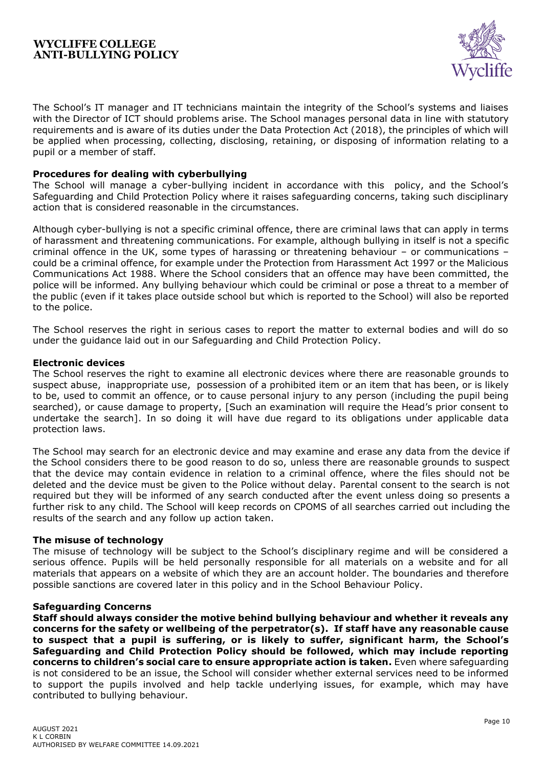The School's IT manager and IT technicians maintain the integrity of the School's systems and liaises with the Director of ICT should problems arise. The School manages personal data in line with statutory requirements and is aware of its duties under the Data Protection Act (2018), the principles of which will be applied when processing, collecting, disclosing, retaining, or disposing of information relating to a pupil or a member of staff.

**Procedures for dealing with cyberbullying**

The School will manage a cyber-bullying incident in accordance with this policy, and the School's Safeguarding and Child Protection Policy where it raises safeguarding concerns, taking such disciplinary action that is considered reasonable in the circumstances.

Although cyber-bullying is not a specific criminal offence, there are criminal laws that can apply in terms of harassment and threatening communications. For example, although bullying in itself is not a specific criminal offence in the UK, some types of harassing or threatening behaviour – or communications – could be a criminal offence, for example under the Protection from Harassment Act 1997 or the Malicious Communications Act 1988. Where the School considers that an offence may have been committed, the police will be informed. Any bullying behaviour which could be criminal or pose a threat to a member of the public (even if it takes place outside school but which is reported to the School) will also be reported to the police.

The School reserves the right in serious cases to report the matter to external bodies and will do so under the guidance laid out in our Safeguarding and Child Protection Policy.

**Electronic devices**

The School reserves the right to examine all electronic devices where there are reasonable grounds to suspect abuse, inappropriate use, possession of a prohibited item or an item that has been, or is likely to be, used to commit an offence, or to cause personal injury to any person (including the pupil being searched), or cause damage to property, [Such an examination will require the Head's prior consent to undertake the search]. In so doing it will have due regard to its obligations under applicable data protection laws.

The School may search for an electronic device and may examine and erase any data from the device if the School considers there to be good reason to do so, unless there are reasonable grounds to suspect that the device may contain evidence in relation to a criminal offence, where the files should not be deleted and the device must be given to the Police without delay. Parental consent to the search is not required but they will be informed of any search conducted after the event unless doing so presents a further risk to any child. The School will keep records on CPOMS of all searches carried out including the results of the search and any follow up action taken.

**The misuse of technology**

The misuse of technology will be subject to the School's disciplinary regime and will be considered a serious offence. Pupils will be held personally responsible for all materials on a website and for all materials that appears on a website of which they are an account holder. The boundaries and therefore possible sanctions are covered later in this policy and in the School Behaviour Policy.

**Safeguarding Concerns**

**Staff should always consider the motive behind bullying behaviour and whether it reveals any concerns for the safety or wellbeing of the perpetrator(s). If staff have any reasonable cause to suspect that a pupil is suffering, or is likely to suffer, significant harm, the School's Safeguarding and Child Protection Policy should be followed, which may include reporting concerns to children's social care to ensure appropriate action is taken.** Even where safeguarding is not considered to be an issue, the School will consider whether external services need to be informed to support the pupils involved and help tackle underlying issues, for example, which may have contributed to bullying behaviour.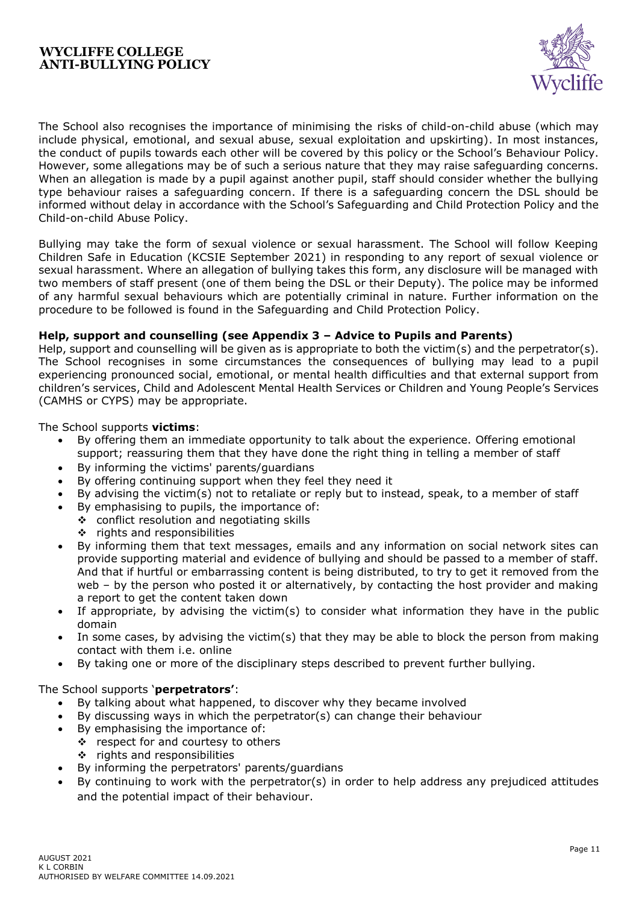The School also recognises the importance of minimising the risks of child-on-child abuse (which may include physical, emotional, and sexual abuse, sexual exploitation and upskirting). In most instances, the conduct of pupils towards each other will be covered by this policy or the School's Behaviour Policy. However, some allegations may be of such a serious nature that they may raise safeguarding concerns. When an allegation is made by a pupil against another pupil, staff should consider whether the bullying type behaviour raises a safeguarding concern. If there is a safeguarding concern the DSL should be informed without delay in accordance with the School's Safeguarding and Child Protection Policy and the Child-on-child Abuse Policy.

Bullying may take the form of sexual violence or sexual harassment. The School will follow Keeping Children Safe in Education (KCSIE September 2021) in responding to any report of sexual violence or sexual harassment. Where an allegation of bullying takes this form, any disclosure will be managed with two members of staff present (one of them being the DSL or their Deputy). The police may be informed of any harmful sexual behaviours which are potentially criminal in nature. Further information on the procedure to be followed is found in the Safeguarding and Child Protection Policy.

**Help, support and counselling (see Appendix 3 – Advice to Pupils and Parents)**

Help, support and counselling will be given as is appropriate to both the victim(s) and the perpetrator(s). The School recognises in some circumstances the consequences of bullying may lead to a pupil experiencing pronounced social, emotional, or mental health difficulties and that external support from children's services, Child and Adolescent Mental Health Services or Children and Young People's Services (CAMHS or CYPS) may be appropriate.

The School supports **victims**:

- By offering them an immediate opportunity to talk about the experience. Offering emotional support; reassuring them that they have done the right thing in telling a member of staff
- By informing the victims' parents/guardians
- By offering continuing support when they feel they need it
- By advising the victim(s) not to retaliate or reply but to instead, speak, to a member of staff
- By emphasising to pupils, the importance of:
  - conflict resolution and negotiating skills
  - rights and responsibilities
- By informing them that text messages, emails and any information on social network sites can provide supporting material and evidence of bullying and should be passed to a member of staff. And that if hurtful or embarrassing content is being distributed, to try to get it removed from the web – by the person who posted it or alternatively, by contacting the host provider and making a report to get the content taken down
- If appropriate, by advising the victim(s) to consider what information they have in the public domain
- In some cases, by advising the victim(s) that they may be able to block the person from making contact with them i.e. online
- By taking one or more of the disciplinary steps described to prevent further bullying.

The School supports '**perpetrators'**:

- By talking about what happened, to discover why they became involved
- By discussing ways in which the perpetrator(s) can change their behaviour
- By emphasising the importance of:
  - respect for and courtesy to others
  - rights and responsibilities
- By informing the perpetrators' parents/guardians
- By continuing to work with the perpetrator(s) in order to help address any prejudiced attitudes and the potential impact of their behaviour.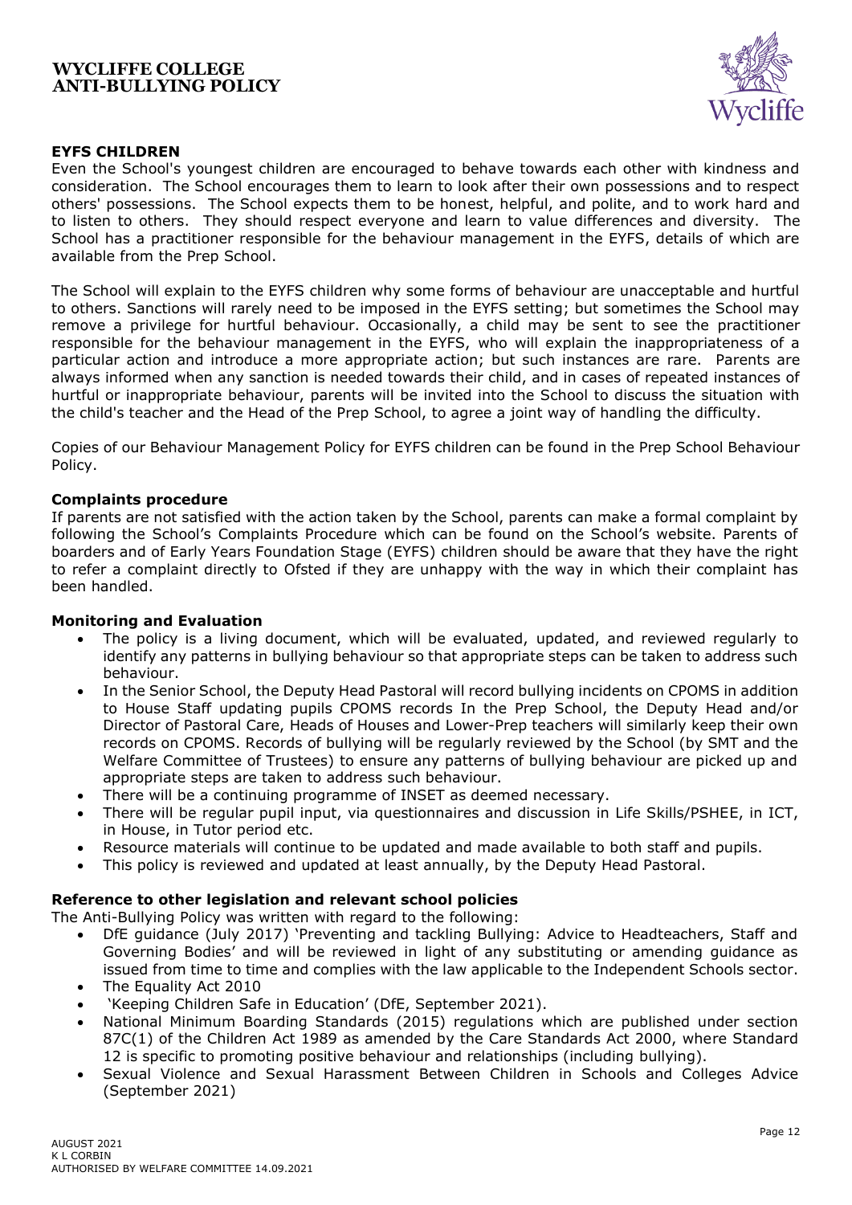### EYFS CHILDREN

Even the School's youngest children are encouraged to behave towards each other with kindness and consideration. The School encourages them to learn to look after their own possessions and to respect others' possessions. The School expects them to be honest, helpful, and polite, and to work hard and to listen to others. They should respect everyone and learn to value differences and diversity. The School has a practitioner responsible for the behaviour management in the EYFS, details of which are available from the Prep School.

The School will explain to the EYFS children why some forms of behaviour are unacceptable and hurtful to others. Sanctions will rarely need to be imposed in the EYFS setting; but sometimes the School may remove a privilege for hurtful behaviour. Occasionally, a child may be sent to see the practitioner responsible for the behaviour management in the EYFS, who will explain the inappropriateness of a particular action and introduce a more appropriate action; but such instances are rare. Parents are always informed when any sanction is needed towards their child, and in cases of repeated instances of hurtful or inappropriate behaviour, parents will be invited into the School to discuss the situation with the child's teacher and the Head of the Prep School, to agree a joint way of handling the difficulty.

Copies of our Behaviour Management Policy for EYFS children can be found in the Prep School Behaviour Policy.

### Complaints procedure

If parents are not satisfied with the action taken by the School, parents can make a formal complaint by following the School's Complaints Procedure which can be found on the School's website. Parents of boarders and of Early Years Foundation Stage (EYFS) children should be aware that they have the right to refer a complaint directly to Ofsted if they are unhappy with the way in which their complaint has been handled.

### Monitoring and Evaluation

- The policy is a living document, which will be evaluated, updated, and reviewed regularly to identify any patterns in bullying behaviour so that appropriate steps can be taken to address such behaviour.
- In the Senior School, the Deputy Head Pastoral will record bullying incidents on CPOMS in addition to House Staff updating pupils CPOMS records In the Prep School, the Deputy Head and/or Director of Pastoral Care, Heads of Houses and Lower-Prep teachers will similarly keep their own records on CPOMS. Records of bullying will be regularly reviewed by the School (by SMT and the Welfare Committee of Trustees) to ensure any patterns of bullying behaviour are picked up and appropriate steps are taken to address such behaviour.
- There will be a continuing programme of INSET as deemed necessary.
- There will be regular pupil input, via questionnaires and discussion in Life Skills/PSHEE, in ICT, in House, in Tutor period etc.
- Resource materials will continue to be updated and made available to both staff and pupils.
- This policy is reviewed and updated at least annually, by the Deputy Head Pastoral.

### Reference to other legislation and relevant school policies

The Anti-Bullying Policy was written with regard to the following:

- DfE guidance (July 2017) 'Preventing and tackling Bullying: Advice to Headteachers, Staff and Governing Bodies' and will be reviewed in light of any substituting or amending guidance as issued from time to time and complies with the law applicable to the Independent Schools sector.
- The Equality Act 2010
- 'Keeping Children Safe in Education' (DfE, September 2021).
- National Minimum Boarding Standards (2015) regulations which are published under section 87C(1) of the Children Act 1989 as amended by the Care Standards Act 2000, where Standard 12 is specific to promoting positive behaviour and relationships (including bullying).
- Sexual Violence and Sexual Harassment Between Children in Schools and Colleges Advice (September 2021)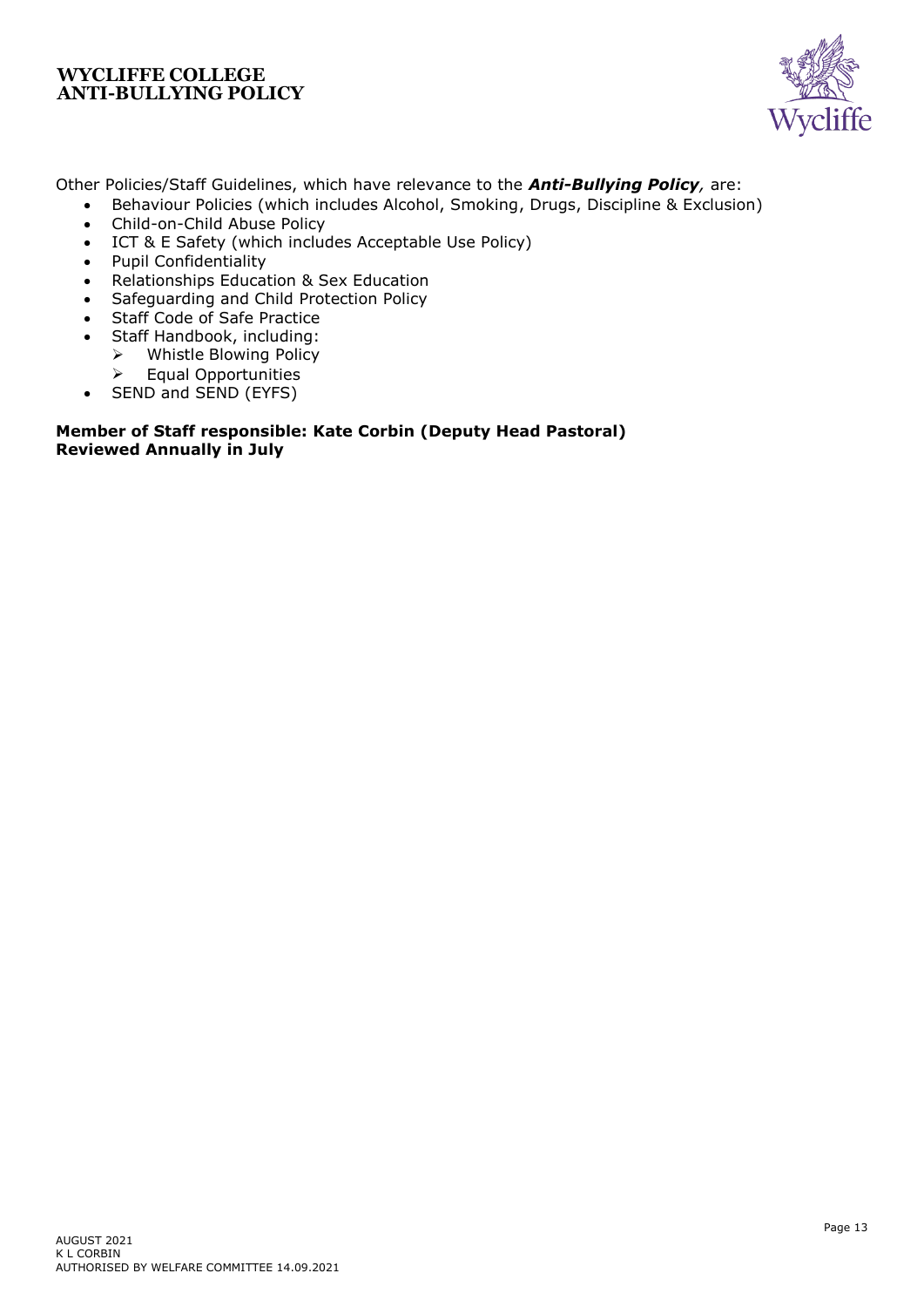Other Policies/Staff Guidelines, which have relevance to the ***Anti-Bullying Policy**,* are:

- Behaviour Policies (which includes Alcohol, Smoking, Drugs, Discipline & Exclusion)
- Child-on-Child Abuse Policy
- ICT & E Safety (which includes Acceptable Use Policy)
- Pupil Confidentiality
- Relationships Education & Sex Education
- Safeguarding and Child Protection Policy
- Staff Code of Safe Practice
- Staff Handbook, including:
  - Whistle Blowing Policy
  - Equal Opportunities
- SEND and SEND (EYFS)

**Member of Staff responsible: Kate Corbin (Deputy Head Pastoral)**
**Reviewed Annually in July**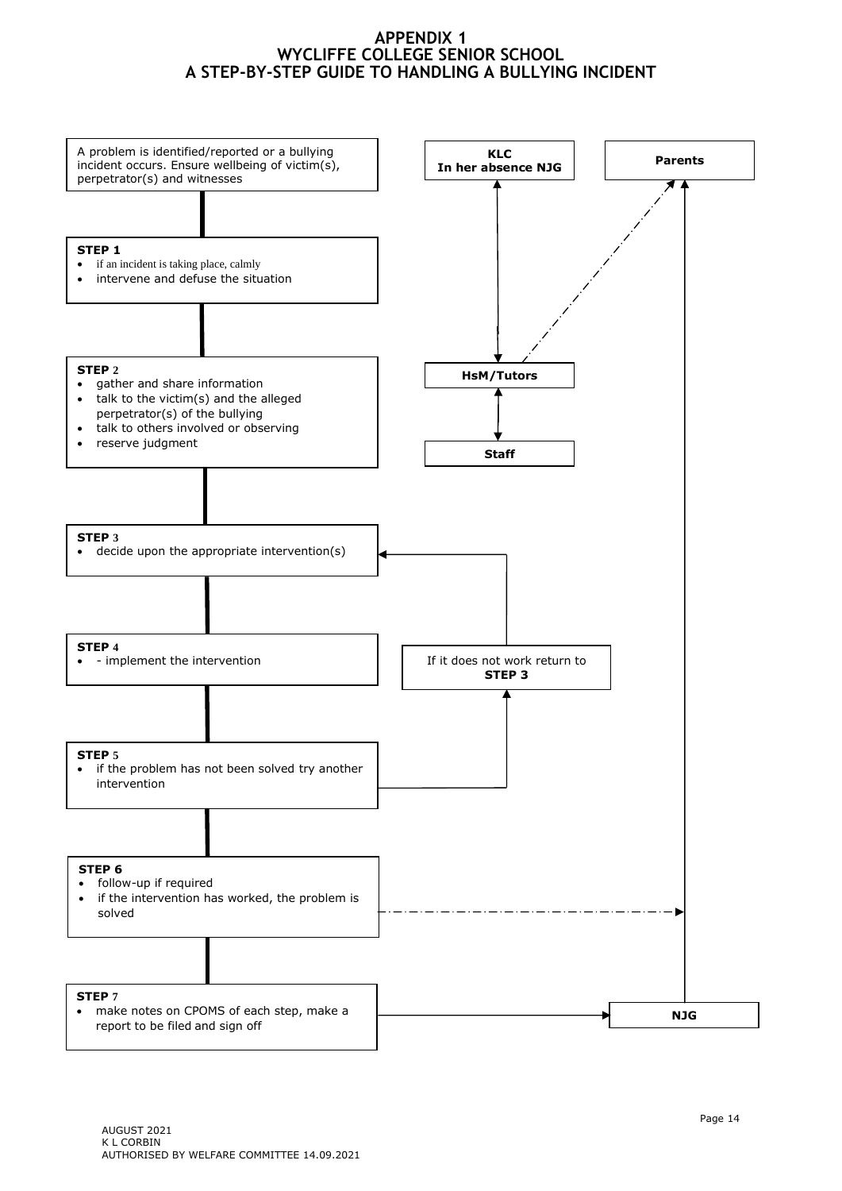# APPENDIX 1
# WYCLIFFE COLLEGE SENIOR SCHOOL
# A STEP-BY-STEP GUIDE TO HANDLING A BULLYING INCIDENT

A problem is identified/reported or a bullying incident occurs. Ensure wellbeing of victim(s), perpetrator(s) and witnesses

**STEP 1**
- if an incident is taking place, calmly
- intervene and defuse the situation

**STEP 2**
- gather and share information
- talk to the victim(s) and the alleged perpetrator(s) of the bullying
- talk to others involved or observing
- reserve judgment

**STEP 3**
- decide upon the appropriate intervention(s)

**STEP 4**
- - implement the intervention

**STEP 5**
- if the problem has not been solved try another intervention

If it does not work return to **STEP 3**

**STEP 6**
- follow-up if required
- if the intervention has worked, the problem is solved

**STEP 7**
- make notes on CPOMS of each step, make a report to be filed and sign off

**KLC**
**In her absence NJG**

**HsM/Tutors**

**Staff**

**Parents**

**NJG**

AUGUST 2021
K L CORBIN
AUTHORISED BY WELFARE COMMITTEE 14.09.2021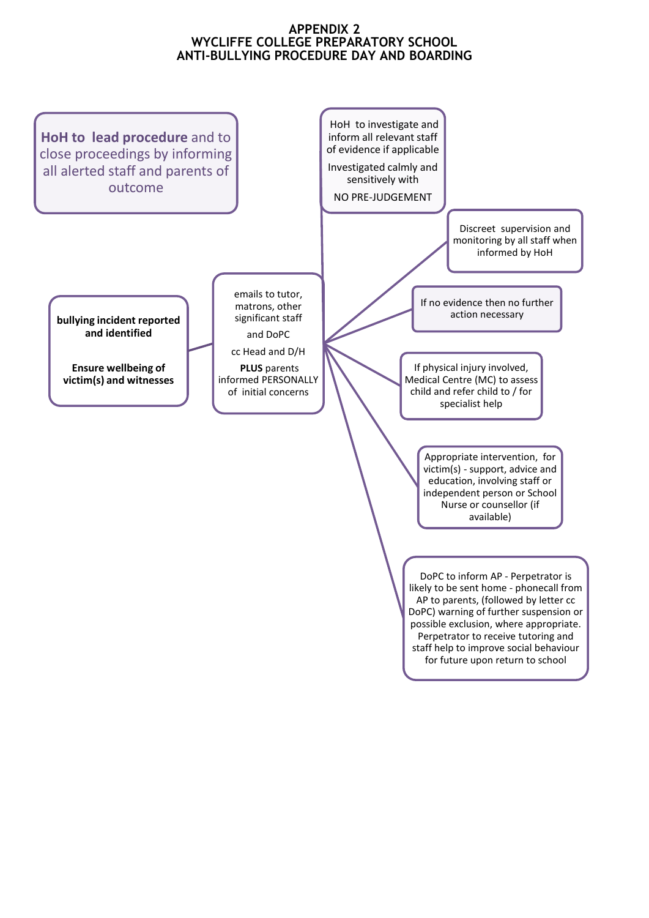# APPENDIX 2
## WYCLIFFE COLLEGE PREPARATORY SCHOOL
## ANTI-BULLYING PROCEDURE DAY AND BOARDING

**HoH to lead procedure** and to close proceedings by informing all alerted staff and parents of outcome

**bullying incident reported and identified**

**Ensure wellbeing of victim(s) and witnesses**

emails to tutor, matrons, other significant staff

and DoPC

cc Head and D/H

**PLUS** parents informed PERSONALLY of initial concerns

HoH to investigate and inform all relevant staff of evidence if applicable

Investigated calmly and sensitively with

NO PRE-JUDGEMENT

Discreet supervision and monitoring by all staff when informed by HoH

If no evidence then no further action necessary

If physical injury involved, Medical Centre (MC) to assess child and refer child to / for specialist help

Appropriate intervention, for victim(s) - support, advice and education, involving staff or independent person or School Nurse or counsellor (if available)

DoPC to inform AP - Perpetrator is likely to be sent home - phonecall from AP to parents, (followed by letter cc DoPC) warning of further suspension or possible exclusion, where appropriate. Perpetrator to receive tutoring and staff help to improve social behaviour for future upon return to school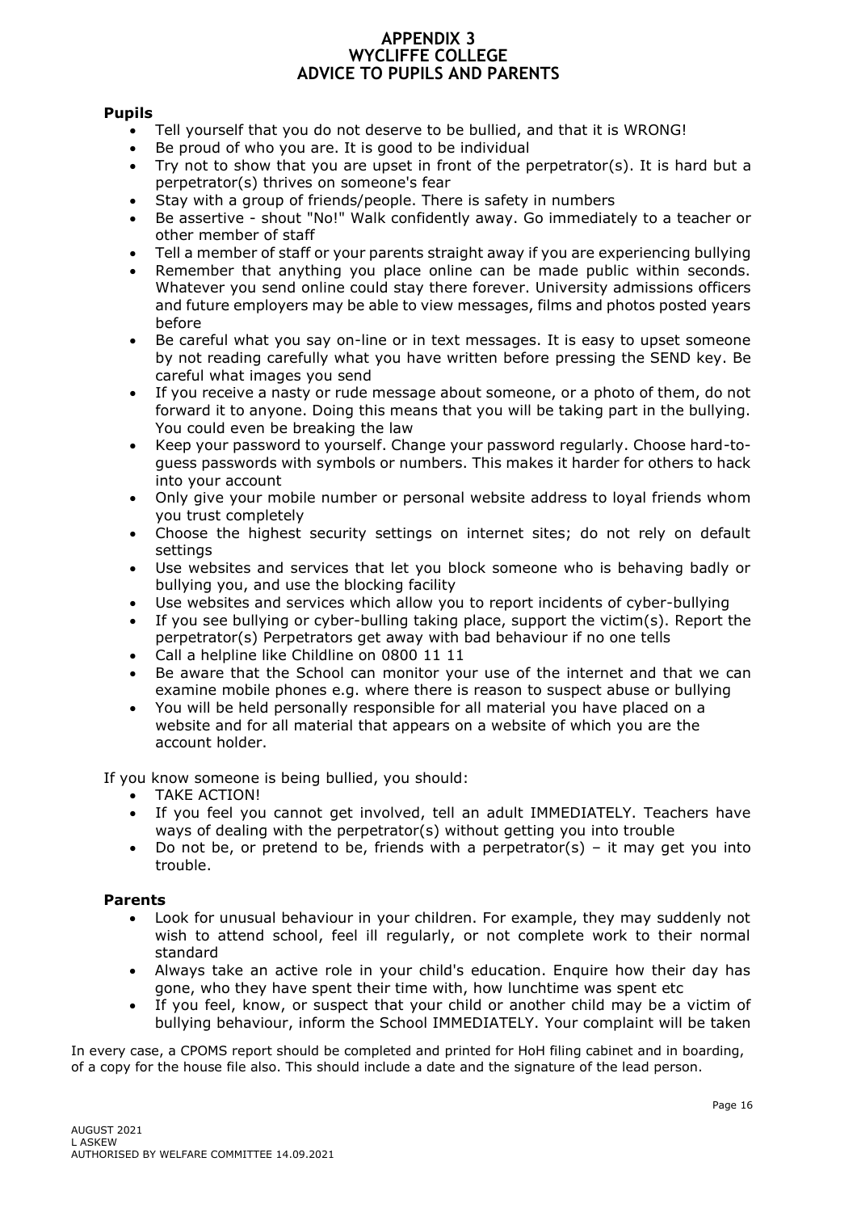# APPENDIX 3
# WYCLIFFE COLLEGE
# ADVICE TO PUPILS AND PARENTS

### Pupils

- Tell yourself that you do not deserve to be bullied, and that it is WRONG!
- Be proud of who you are. It is good to be individual
- Try not to show that you are upset in front of the perpetrator(s). It is hard but a perpetrator(s) thrives on someone's fear
- Stay with a group of friends/people. There is safety in numbers
- Be assertive - shout "No!" Walk confidently away. Go immediately to a teacher or other member of staff
- Tell a member of staff or your parents straight away if you are experiencing bullying
- Remember that anything you place online can be made public within seconds. Whatever you send online could stay there forever. University admissions officers and future employers may be able to view messages, films and photos posted years before
- Be careful what you say on-line or in text messages. It is easy to upset someone by not reading carefully what you have written before pressing the SEND key. Be careful what images you send
- If you receive a nasty or rude message about someone, or a photo of them, do not forward it to anyone. Doing this means that you will be taking part in the bullying. You could even be breaking the law
- Keep your password to yourself. Change your password regularly. Choose hard-to-guess passwords with symbols or numbers. This makes it harder for others to hack into your account
- Only give your mobile number or personal website address to loyal friends whom you trust completely
- Choose the highest security settings on internet sites; do not rely on default settings
- Use websites and services that let you block someone who is behaving badly or bullying you, and use the blocking facility
- Use websites and services which allow you to report incidents of cyber-bullying
- If you see bullying or cyber-bulling taking place, support the victim(s). Report the perpetrator(s) Perpetrators get away with bad behaviour if no one tells
- Call a helpline like Childline on 0800 11 11
- Be aware that the School can monitor your use of the internet and that we can examine mobile phones e.g. where there is reason to suspect abuse or bullying
- You will be held personally responsible for all material you have placed on a website and for all material that appears on a website of which you are the account holder.

If you know someone is being bullied, you should:

- TAKE ACTION!
- If you feel you cannot get involved, tell an adult IMMEDIATELY. Teachers have ways of dealing with the perpetrator(s) without getting you into trouble
- Do not be, or pretend to be, friends with a perpetrator(s) – it may get you into trouble.

### Parents

- Look for unusual behaviour in your children. For example, they may suddenly not wish to attend school, feel ill regularly, or not complete work to their normal standard
- Always take an active role in your child's education. Enquire how their day has gone, who they have spent their time with, how lunchtime was spent etc
- If you feel, know, or suspect that your child or another child may be a victim of bullying behaviour, inform the School IMMEDIATELY. Your complaint will be taken

In every case, a CPOMS report should be completed and printed for HoH filing cabinet and in boarding, of a copy for the house file also. This should include a date and the signature of the lead person.

AUGUST 2021
L ASKEW
AUTHORISED BY WELFARE COMMITTEE 14.09.2021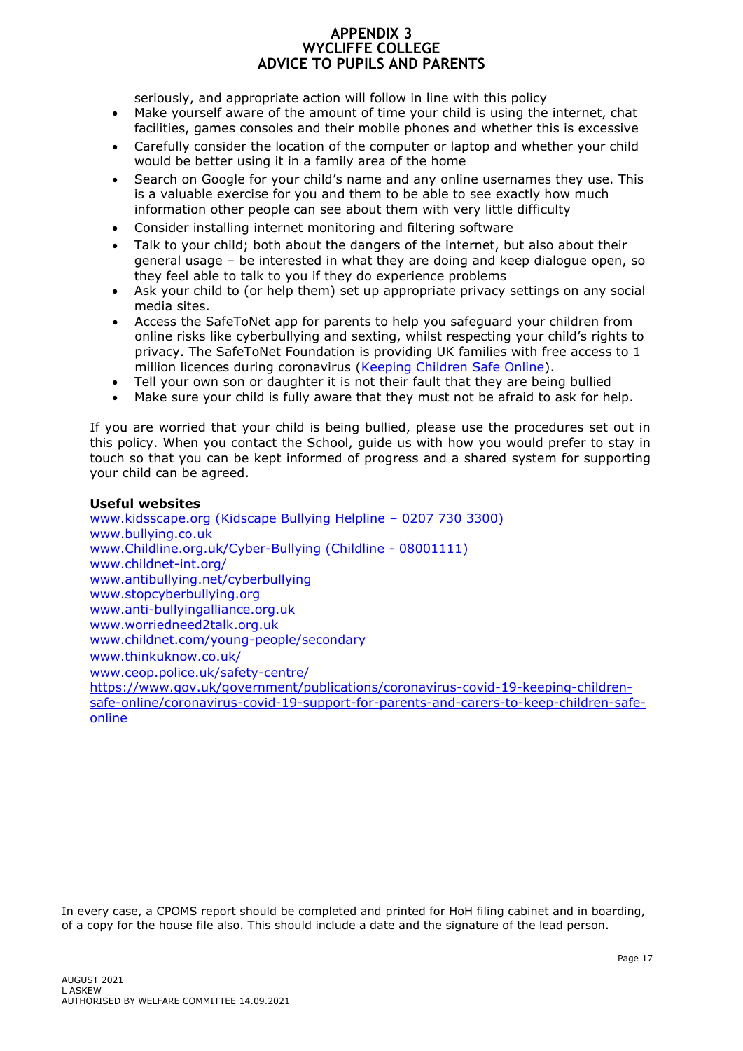seriously, and appropriate action will follow in line with this policy

- Make yourself aware of the amount of time your child is using the internet, chat facilities, games consoles and their mobile phones and whether this is excessive
- Carefully consider the location of the computer or laptop and whether your child would be better using it in a family area of the home
- Search on Google for your child's name and any online usernames they use. This is a valuable exercise for you and them to be able to see exactly how much information other people can see about them with very little difficulty
- Consider installing internet monitoring and filtering software
- Talk to your child; both about the dangers of the internet, but also about their general usage – be interested in what they are doing and keep dialogue open, so they feel able to talk to you if they do experience problems
- Ask your child to (or help them) set up appropriate privacy settings on any social media sites.
- Access the SafeToNet app for parents to help you safeguard your children from online risks like cyberbullying and sexting, whilst respecting your child's rights to privacy. The SafeToNet Foundation is providing UK families with free access to 1 million licences during coronavirus (Keeping Children Safe Online).
- Tell your own son or daughter it is not their fault that they are being bullied
- Make sure your child is fully aware that they must not be afraid to ask for help.

If you are worried that your child is being bullied, please use the procedures set out in this policy. When you contact the School, guide us with how you would prefer to stay in touch so that you can be kept informed of progress and a shared system for supporting your child can be agreed.

**Useful websites**

www.kidsscape.org (Kidscape Bullying Helpline – 0207 730 3300)
www.bullying.co.uk
www.Childline.org.uk/Cyber-Bullying (Childline - 08001111)
www.childnet-int.org/
www.antibullying.net/cyberbullying
www.stopcyberbullying.org
www.anti-bullyingalliance.org.uk
www.worriedneed2talk.org.uk
www.childnet.com/young-people/secondary
www.thinkuknow.co.uk/
www.ceop.police.uk/safety-centre/
https://www.gov.uk/government/publications/coronavirus-covid-19-keeping-children-safe-online/coronavirus-covid-19-support-for-parents-and-carers-to-keep-children-safe-online

In every case, a CPOMS report should be completed and printed for HoH filing cabinet and in boarding, of a copy for the house file also. This should include a date and the signature of the lead person.